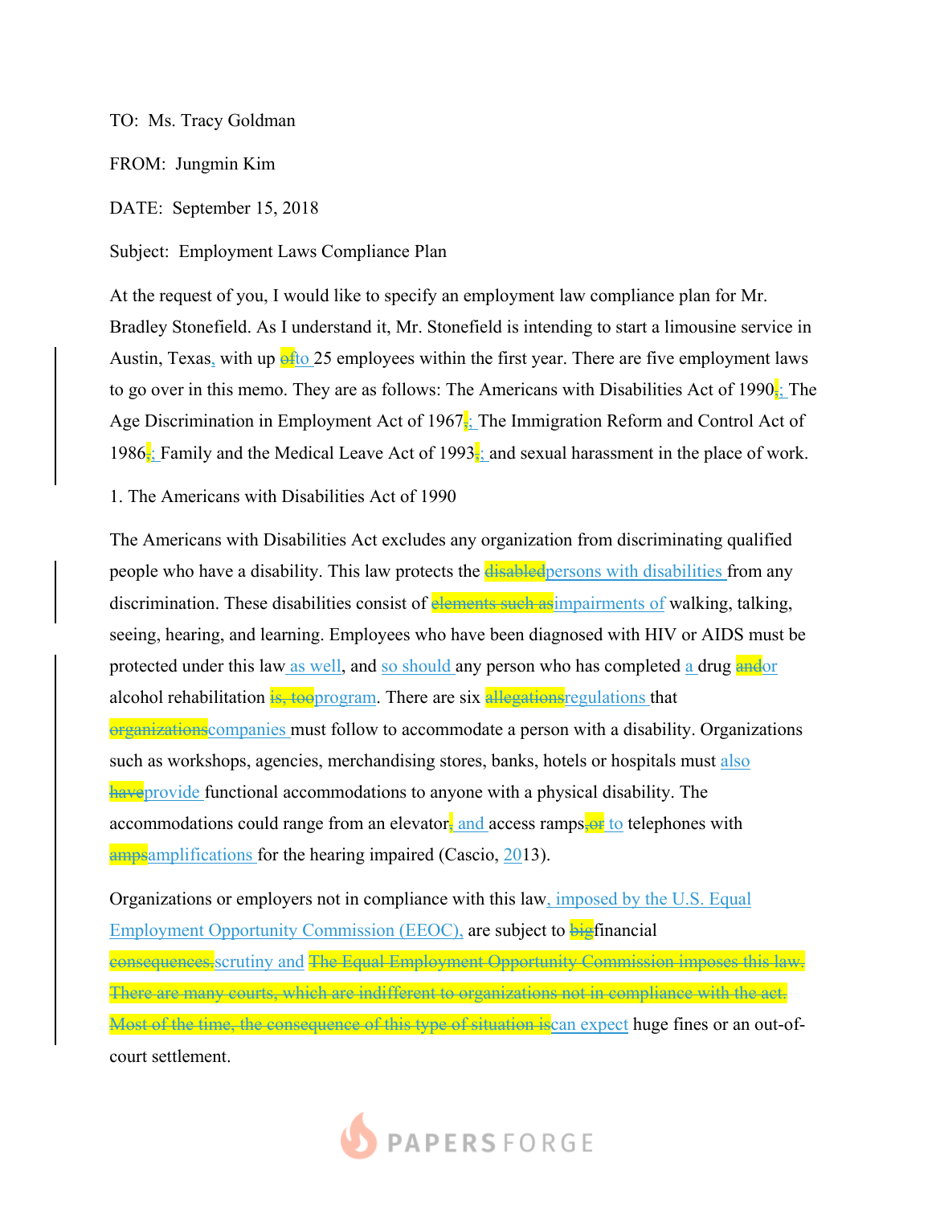TO: Ms. Tracy Goldman

FROM: Jungmin Kim

DATE: September 15, 2018

Subject: Employment Laws Compliance Plan

At the request of you, I would like to specify an employment law compliance plan for Mr. Bradley Stonefield. As I understand it, Mr. Stonefield is intending to start a limousine service in Austin, Texas, with up ~~of~~to 25 employees within the first year. There are five employment laws to go over in this memo. They are as follows: The Americans with Disabilities Act of 1990~~,~~; The Age Discrimination in Employment Act of 1967~~,~~; The Immigration Reform and Control Act of 1986~~,~~; Family and the Medical Leave Act of 1993~~,~~; and sexual harassment in the place of work.

1. The Americans with Disabilities Act of 1990

The Americans with Disabilities Act excludes any organization from discriminating qualified people who have a disability. This law protects the ~~disabled~~persons with disabilities from any discrimination. These disabilities consist of ~~elements such as~~impairments of walking, talking, seeing, hearing, and learning. Employees who have been diagnosed with HIV or AIDS must be protected under this law as well, and so should any person who has completed a drug ~~and~~or alcohol rehabilitation ~~is, too~~program. There are six ~~allegations~~regulations that ~~organizations~~companies must follow to accommodate a person with a disability. Organizations such as workshops, agencies, merchandising stores, banks, hotels or hospitals must also ~~have~~provide functional accommodations to anyone with a physical disability. The accommodations could range from an elevator~~,~~ and access ramps~~, or~~ to telephones with ~~amps~~amplifications for the hearing impaired (Cascio, 2013).

Organizations or employers not in compliance with this law, imposed by the U.S. Equal Employment Opportunity Commission (EEOC), are subject to ~~big~~financial ~~consequences.~~scrutiny and ~~The Equal Employment Opportunity Commission imposes this law. There are many courts, which are indifferent to organizations not in compliance with the act. Most of the time, the consequence of this type of situation is~~can expect huge fines or an out-of-court settlement.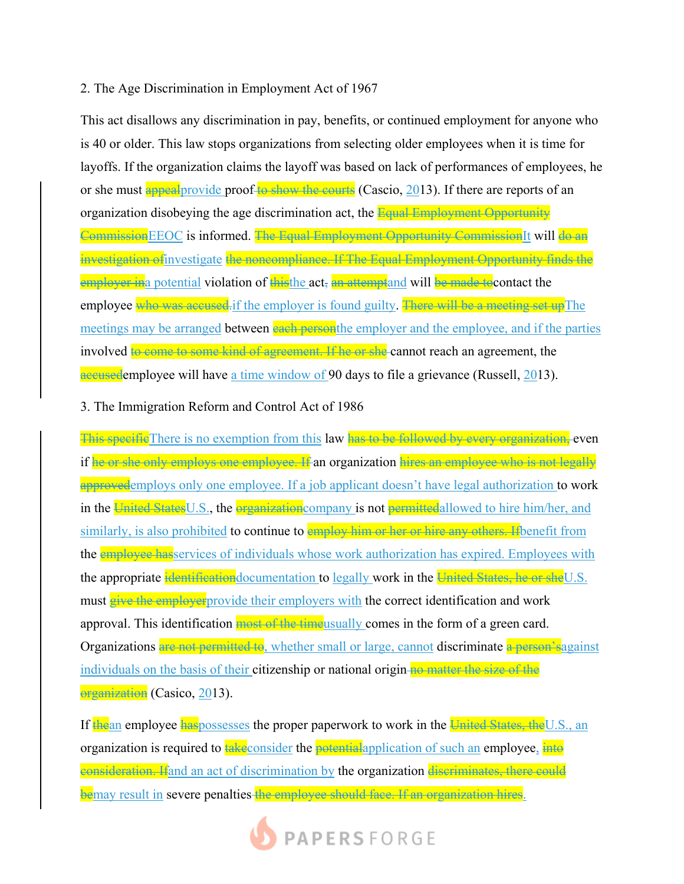2. The Age Discrimination in Employment Act of 1967

This act disallows any discrimination in pay, benefits, or continued employment for anyone who is 40 or older. This law stops organizations from selecting older employees when it is time for layoffs. If the organization claims the layoff was based on lack of performances of employees, he or she must ~~appeal~~provide proof~~ to show the courts~~ (Cascio, 2013). If there are reports of an organization disobeying the age discrimination act, the ~~Equal Employment Opportunity Commission~~EEOC is informed. ~~The Equal Employment Opportunity Commission~~It will ~~do an investigation of~~investigate ~~the noncompliance. If The Equal Employment Opportunity finds the employer in~~a potential violation of ~~this~~the act~~,~~ ~~an attempt~~and will ~~be made to~~contact the employee ~~who was accused.~~if the employer is found guilty. ~~There will be a meeting set up~~The meetings may be arranged between ~~each person~~the employer and the employee, and if the parties involved ~~to come to some kind of agreement. If he or she~~ cannot reach an agreement, the ~~accused~~employee will have a time window of 90 days to file a grievance (Russell, 2013).

3. The Immigration Reform and Control Act of 1986

~~This specific~~There is no exemption from this law ~~has to be followed by every organization,~~ even if ~~he or she only employs one employee. If~~ an organization ~~hires an employee who is not legally approved~~employs only one employee. If a job applicant doesn't have legal authorization to work in the ~~United States~~U.S., the ~~organization~~company is not ~~permitted~~allowed to hire him/her, and similarly, is also prohibited to continue to ~~employ him or her or hire any others. If~~benefit from the ~~employee has~~services of individuals whose work authorization has expired. Employees with the appropriate ~~identification~~documentation to legally work in the ~~United States, he or she~~U.S. must ~~give the employer~~provide their employers with the correct identification and work approval. This identification ~~most of the time~~usually comes in the form of a green card. Organizations ~~are not permitted to~~, whether small or large, cannot discriminate ~~a person's~~against individuals on the basis of their citizenship or national origin ~~no matter the size of the organization~~ (Casico, 2013).

If ~~the~~an employee ~~has~~possesses the proper paperwork to work in the ~~United States, the~~U.S., an organization is required to ~~take~~consider the ~~potential~~application of such an employee, ~~into consideration. If~~and an act of discrimination by the organization ~~discriminates, there could be~~may result in severe penalties ~~the employee should face. If an organization hires~~.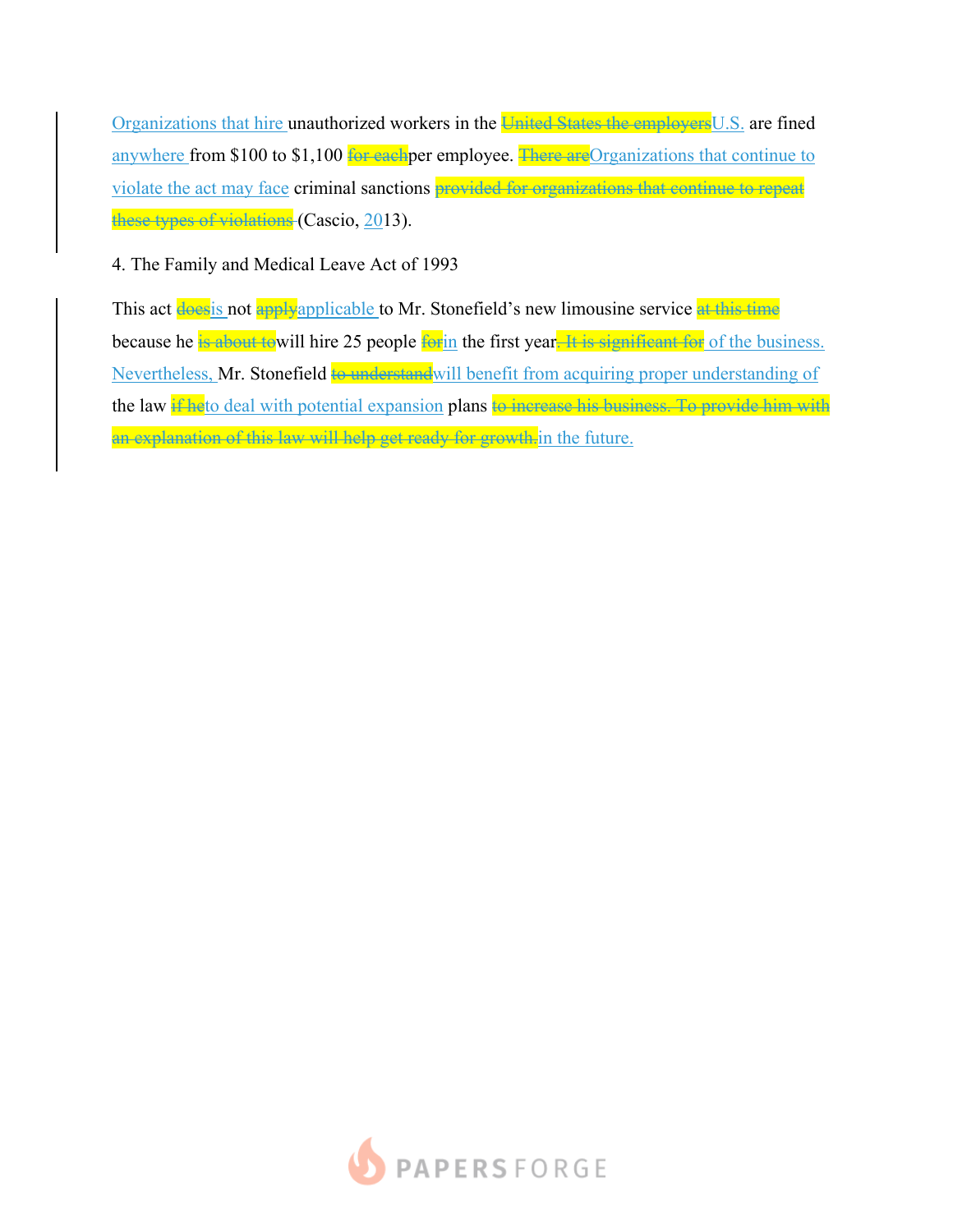Organizations that hire unauthorized workers in the ~~United States the employers~~U.S. are fined anywhere from $100 to $1,100 ~~for each~~per employee. ~~There are~~Organizations that continue to violate the act may face criminal sanctions ~~provided for organizations that continue to repeat these types of violations~~ (Cascio, 2013).

4. The Family and Medical Leave Act of 1993

This act ~~does~~is not ~~apply~~applicable to Mr. Stonefield's new limousine service ~~at this time~~ because he ~~is about to~~will hire 25 people ~~for~~in the first year~~. It is significant for~~ of the business. Nevertheless, Mr. Stonefield ~~to understand~~will benefit from acquiring proper understanding of the law ~~if he~~to deal with potential expansion plans ~~to increase his business. To provide him with an explanation of this law will help get ready for growth.~~in the future.